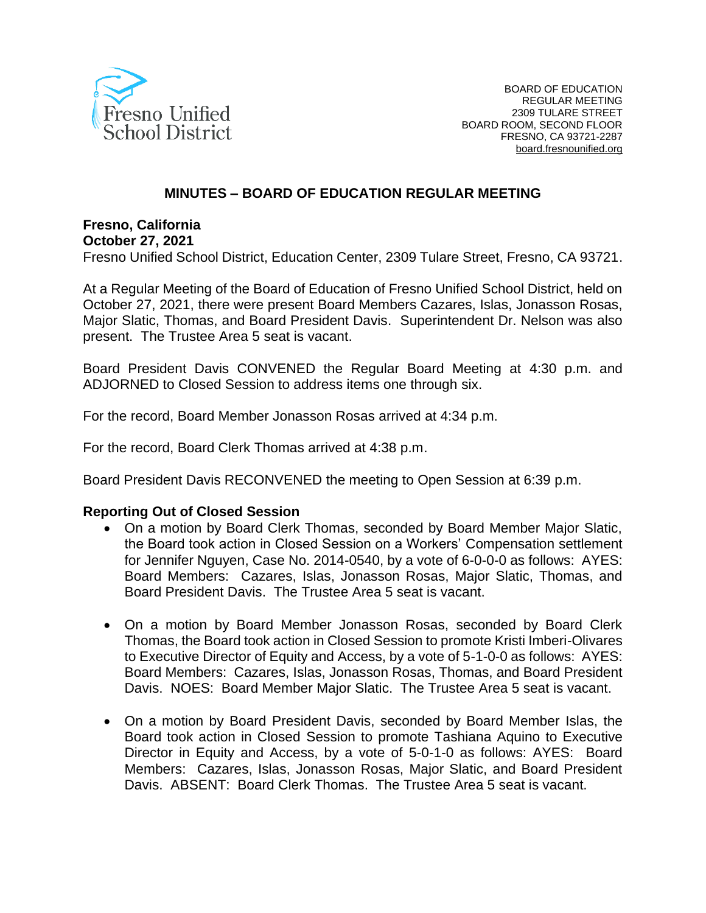Fresno Unified School District

BOARD OF EDUCATION
REGULAR MEETING
2309 TULARE STREET
BOARD ROOM, SECOND FLOOR
FRESNO, CA 93721-2287
board.fresnounified.org

## MINUTES – BOARD OF EDUCATION REGULAR MEETING

**Fresno, California**
**October 27, 2021**
Fresno Unified School District, Education Center, 2309 Tulare Street, Fresno, CA 93721.

At a Regular Meeting of the Board of Education of Fresno Unified School District, held on October 27, 2021, there were present Board Members Cazares, Islas, Jonasson Rosas, Major Slatic, Thomas, and Board President Davis. Superintendent Dr. Nelson was also present. The Trustee Area 5 seat is vacant.

Board President Davis CONVENED the Regular Board Meeting at 4:30 p.m. and ADJOURNED to Closed Session to address items one through six.

For the record, Board Member Jonasson Rosas arrived at 4:34 p.m.

For the record, Board Clerk Thomas arrived at 4:38 p.m.

Board President Davis RECONVENED the meeting to Open Session at 6:39 p.m.

**Reporting Out of Closed Session**

- On a motion by Board Clerk Thomas, seconded by Board Member Major Slatic, the Board took action in Closed Session on a Workers' Compensation settlement for Jennifer Nguyen, Case No. 2014-0540, by a vote of 6-0-0-0 as follows: AYES: Board Members: Cazares, Islas, Jonasson Rosas, Major Slatic, Thomas, and Board President Davis. The Trustee Area 5 seat is vacant.

- On a motion by Board Member Jonasson Rosas, seconded by Board Clerk Thomas, the Board took action in Closed Session to promote Kristi Imberi-Olivares to Executive Director of Equity and Access, by a vote of 5-1-0-0 as follows: AYES: Board Members: Cazares, Islas, Jonasson Rosas, Thomas, and Board President Davis. NOES: Board Member Major Slatic. The Trustee Area 5 seat is vacant.

- On a motion by Board President Davis, seconded by Board Member Islas, the Board took action in Closed Session to promote Tashiana Aquino to Executive Director in Equity and Access, by a vote of 5-0-1-0 as follows: AYES: Board Members: Cazares, Islas, Jonasson Rosas, Major Slatic, and Board President Davis. ABSENT: Board Clerk Thomas. The Trustee Area 5 seat is vacant.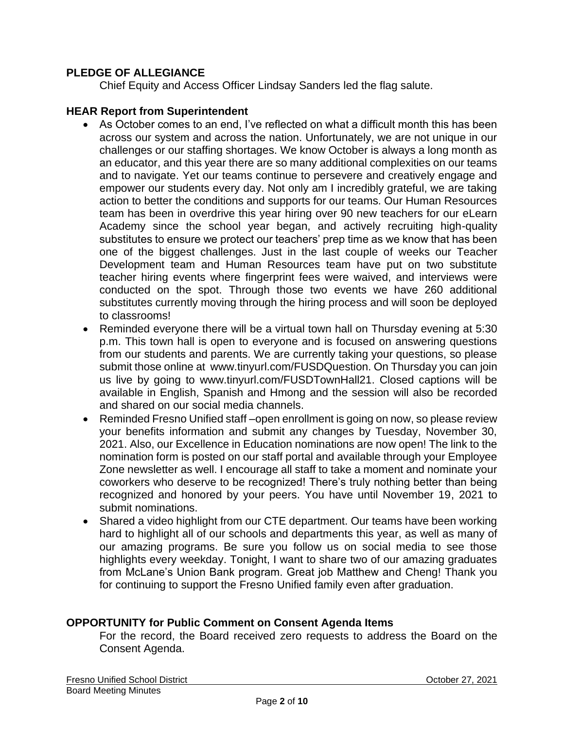## PLEDGE OF ALLEGIANCE

Chief Equity and Access Officer Lindsay Sanders led the flag salute.

## HEAR Report from Superintendent

- As October comes to an end, I've reflected on what a difficult month this has been across our system and across the nation. Unfortunately, we are not unique in our challenges or our staffing shortages. We know October is always a long month as an educator, and this year there are so many additional complexities on our teams and to navigate. Yet our teams continue to persevere and creatively engage and empower our students every day. Not only am I incredibly grateful, we are taking action to better the conditions and supports for our teams. Our Human Resources team has been in overdrive this year hiring over 90 new teachers for our eLearn Academy since the school year began, and actively recruiting high-quality substitutes to ensure we protect our teachers' prep time as we know that has been one of the biggest challenges. Just in the last couple of weeks our Teacher Development team and Human Resources team have put on two substitute teacher hiring events where fingerprint fees were waived, and interviews were conducted on the spot. Through those two events we have 260 additional substitutes currently moving through the hiring process and will soon be deployed to classrooms!
- Reminded everyone there will be a virtual town hall on Thursday evening at 5:30 p.m. This town hall is open to everyone and is focused on answering questions from our students and parents. We are currently taking your questions, so please submit those online at www.tinyurl.com/FUSDQuestion. On Thursday you can join us live by going to www.tinyurl.com/FUSDTownHall21. Closed captions will be available in English, Spanish and Hmong and the session will also be recorded and shared on our social media channels.
- Reminded Fresno Unified staff –open enrollment is going on now, so please review your benefits information and submit any changes by Tuesday, November 30, 2021. Also, our Excellence in Education nominations are now open! The link to the nomination form is posted on our staff portal and available through your Employee Zone newsletter as well. I encourage all staff to take a moment and nominate your coworkers who deserve to be recognized! There's truly nothing better than being recognized and honored by your peers. You have until November 19, 2021 to submit nominations.
- Shared a video highlight from our CTE department. Our teams have been working hard to highlight all of our schools and departments this year, as well as many of our amazing programs. Be sure you follow us on social media to see those highlights every weekday. Tonight, I want to share two of our amazing graduates from McLane's Union Bank program. Great job Matthew and Cheng! Thank you for continuing to support the Fresno Unified family even after graduation.

## OPPORTUNITY for Public Comment on Consent Agenda Items

For the record, the Board received zero requests to address the Board on the Consent Agenda.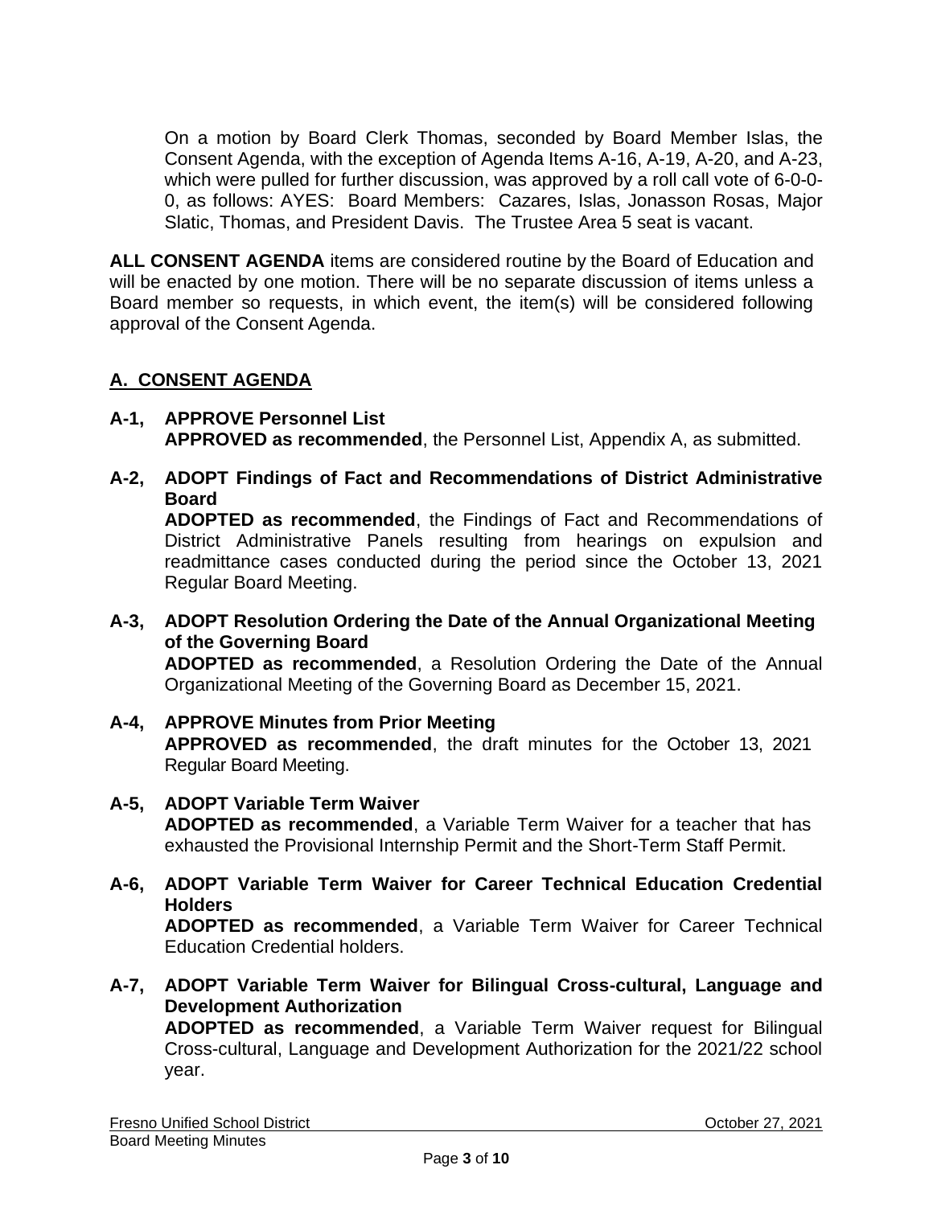On a motion by Board Clerk Thomas, seconded by Board Member Islas, the Consent Agenda, with the exception of Agenda Items A-16, A-19, A-20, and A-23, which were pulled for further discussion, was approved by a roll call vote of 6-0-0-0, as follows: AYES: Board Members: Cazares, Islas, Jonasson Rosas, Major Slatic, Thomas, and President Davis. The Trustee Area 5 seat is vacant.

**ALL CONSENT AGENDA** items are considered routine by the Board of Education and will be enacted by one motion. There will be no separate discussion of items unless a Board member so requests, in which event, the item(s) will be considered following approval of the Consent Agenda.

## A. CONSENT AGENDA

**A-1, APPROVE Personnel List**
**APPROVED as recommended**, the Personnel List, Appendix A, as submitted.

**A-2, ADOPT Findings of Fact and Recommendations of District Administrative Board**
**ADOPTED as recommended**, the Findings of Fact and Recommendations of District Administrative Panels resulting from hearings on expulsion and readmittance cases conducted during the period since the October 13, 2021 Regular Board Meeting.

**A-3, ADOPT Resolution Ordering the Date of the Annual Organizational Meeting of the Governing Board**
**ADOPTED as recommended**, a Resolution Ordering the Date of the Annual Organizational Meeting of the Governing Board as December 15, 2021.

**A-4, APPROVE Minutes from Prior Meeting**
**APPROVED as recommended**, the draft minutes for the October 13, 2021 Regular Board Meeting.

**A-5, ADOPT Variable Term Waiver**
**ADOPTED as recommended**, a Variable Term Waiver for a teacher that has exhausted the Provisional Internship Permit and the Short-Term Staff Permit.

**A-6, ADOPT Variable Term Waiver for Career Technical Education Credential Holders**
**ADOPTED as recommended**, a Variable Term Waiver for Career Technical Education Credential holders.

**A-7, ADOPT Variable Term Waiver for Bilingual Cross-cultural, Language and Development Authorization**
**ADOPTED as recommended**, a Variable Term Waiver request for Bilingual Cross-cultural, Language and Development Authorization for the 2021/22 school year.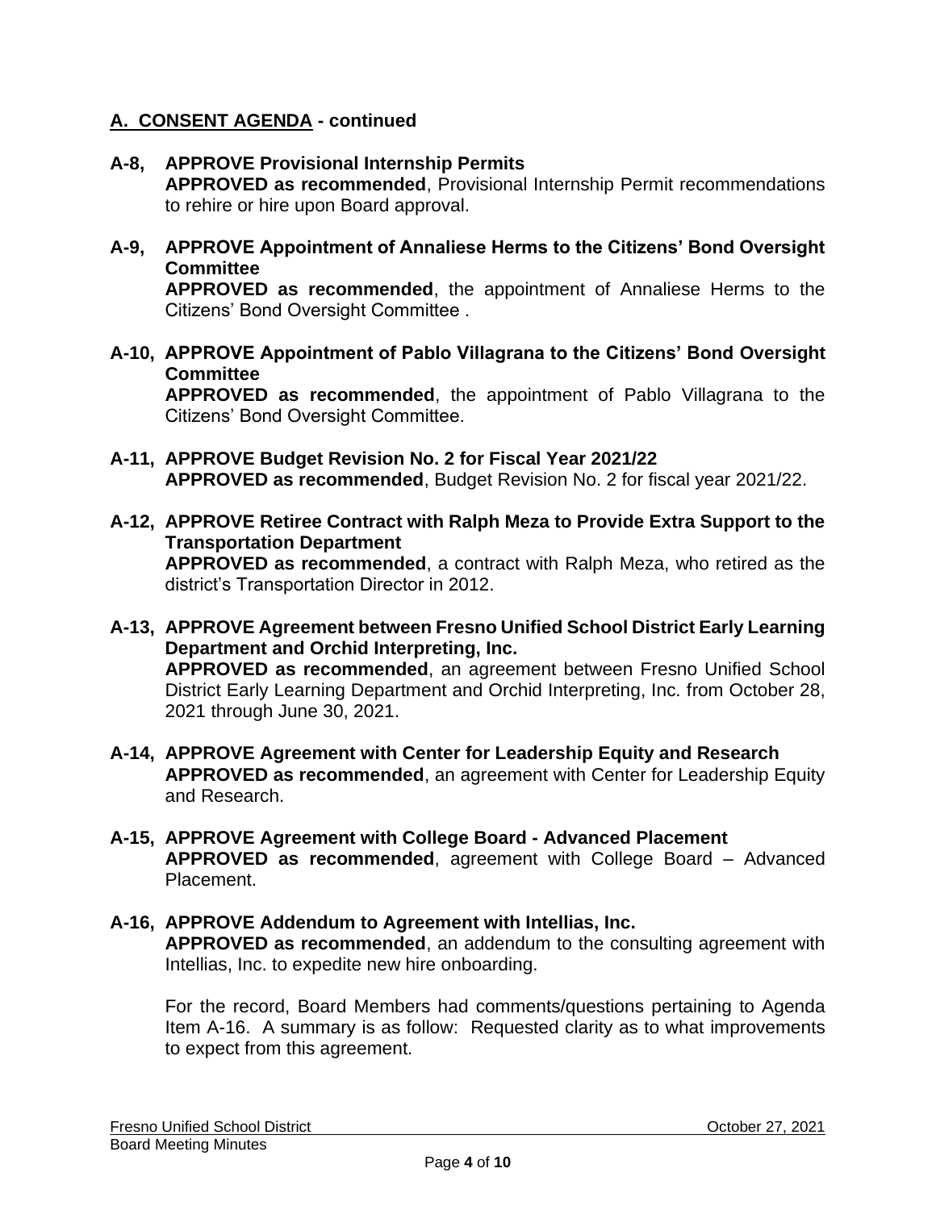## A. CONSENT AGENDA - continued

**A-8, APPROVE Provisional Internship Permits**
**APPROVED as recommended**, Provisional Internship Permit recommendations to rehire or hire upon Board approval.

**A-9, APPROVE Appointment of Annaliese Herms to the Citizens' Bond Oversight Committee**
**APPROVED as recommended**, the appointment of Annaliese Herms to the Citizens' Bond Oversight Committee .

**A-10, APPROVE Appointment of Pablo Villagrana to the Citizens' Bond Oversight Committee**
**APPROVED as recommended**, the appointment of Pablo Villagrana to the Citizens' Bond Oversight Committee.

**A-11, APPROVE Budget Revision No. 2 for Fiscal Year 2021/22**
**APPROVED as recommended**, Budget Revision No. 2 for fiscal year 2021/22.

**A-12, APPROVE Retiree Contract with Ralph Meza to Provide Extra Support to the Transportation Department**
**APPROVED as recommended**, a contract with Ralph Meza, who retired as the district's Transportation Director in 2012.

**A-13, APPROVE Agreement between Fresno Unified School District Early Learning Department and Orchid Interpreting, Inc.**
**APPROVED as recommended**, an agreement between Fresno Unified School District Early Learning Department and Orchid Interpreting, Inc. from October 28, 2021 through June 30, 2021.

**A-14, APPROVE Agreement with Center for Leadership Equity and Research**
**APPROVED as recommended**, an agreement with Center for Leadership Equity and Research.

**A-15, APPROVE Agreement with College Board - Advanced Placement**
**APPROVED as recommended**, agreement with College Board – Advanced Placement.

**A-16, APPROVE Addendum to Agreement with Intellias, Inc.**
**APPROVED as recommended**, an addendum to the consulting agreement with Intellias, Inc. to expedite new hire onboarding.

For the record, Board Members had comments/questions pertaining to Agenda Item A-16. A summary is as follow: Requested clarity as to what improvements to expect from this agreement.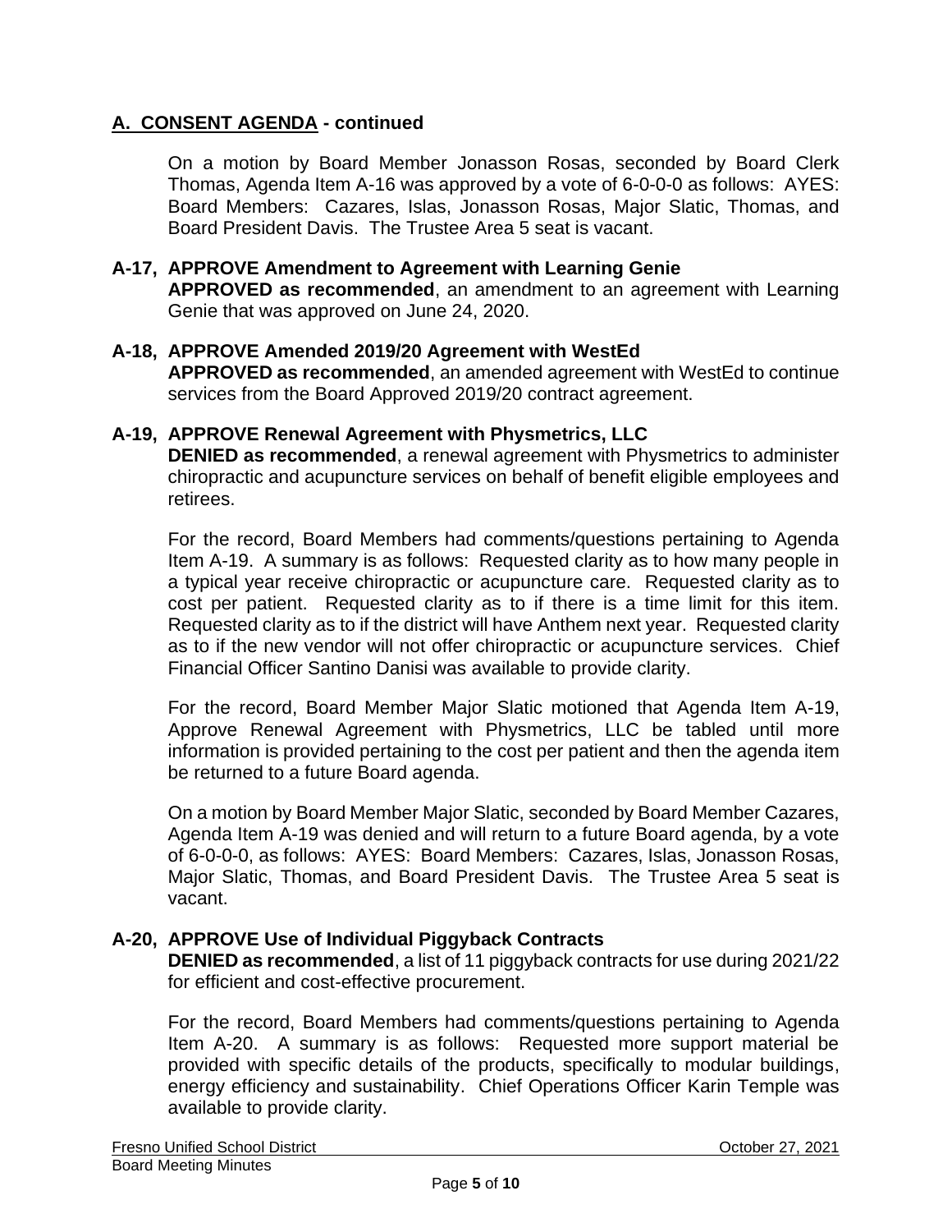## A. CONSENT AGENDA - continued

On a motion by Board Member Jonasson Rosas, seconded by Board Clerk Thomas, Agenda Item A-16 was approved by a vote of 6-0-0-0 as follows: AYES: Board Members: Cazares, Islas, Jonasson Rosas, Major Slatic, Thomas, and Board President Davis. The Trustee Area 5 seat is vacant.

### A-17, APPROVE Amendment to Agreement with Learning Genie

**APPROVED as recommended**, an amendment to an agreement with Learning Genie that was approved on June 24, 2020.

### A-18, APPROVE Amended 2019/20 Agreement with WestEd

**APPROVED as recommended**, an amended agreement with WestEd to continue services from the Board Approved 2019/20 contract agreement.

### A-19, APPROVE Renewal Agreement with Physmetrics, LLC

**DENIED as recommended**, a renewal agreement with Physmetrics to administer chiropractic and acupuncture services on behalf of benefit eligible employees and retirees.

For the record, Board Members had comments/questions pertaining to Agenda Item A-19. A summary is as follows: Requested clarity as to how many people in a typical year receive chiropractic or acupuncture care. Requested clarity as to cost per patient. Requested clarity as to if there is a time limit for this item. Requested clarity as to if the district will have Anthem next year. Requested clarity as to if the new vendor will not offer chiropractic or acupuncture services. Chief Financial Officer Santino Danisi was available to provide clarity.

For the record, Board Member Major Slatic motioned that Agenda Item A-19, Approve Renewal Agreement with Physmetrics, LLC be tabled until more information is provided pertaining to the cost per patient and then the agenda item be returned to a future Board agenda.

On a motion by Board Member Major Slatic, seconded by Board Member Cazares, Agenda Item A-19 was denied and will return to a future Board agenda, by a vote of 6-0-0-0, as follows: AYES: Board Members: Cazares, Islas, Jonasson Rosas, Major Slatic, Thomas, and Board President Davis. The Trustee Area 5 seat is vacant.

### A-20, APPROVE Use of Individual Piggyback Contracts

**DENIED as recommended**, a list of 11 piggyback contracts for use during 2021/22 for efficient and cost-effective procurement.

For the record, Board Members had comments/questions pertaining to Agenda Item A-20. A summary is as follows: Requested more support material be provided with specific details of the products, specifically to modular buildings, energy efficiency and sustainability. Chief Operations Officer Karin Temple was available to provide clarity.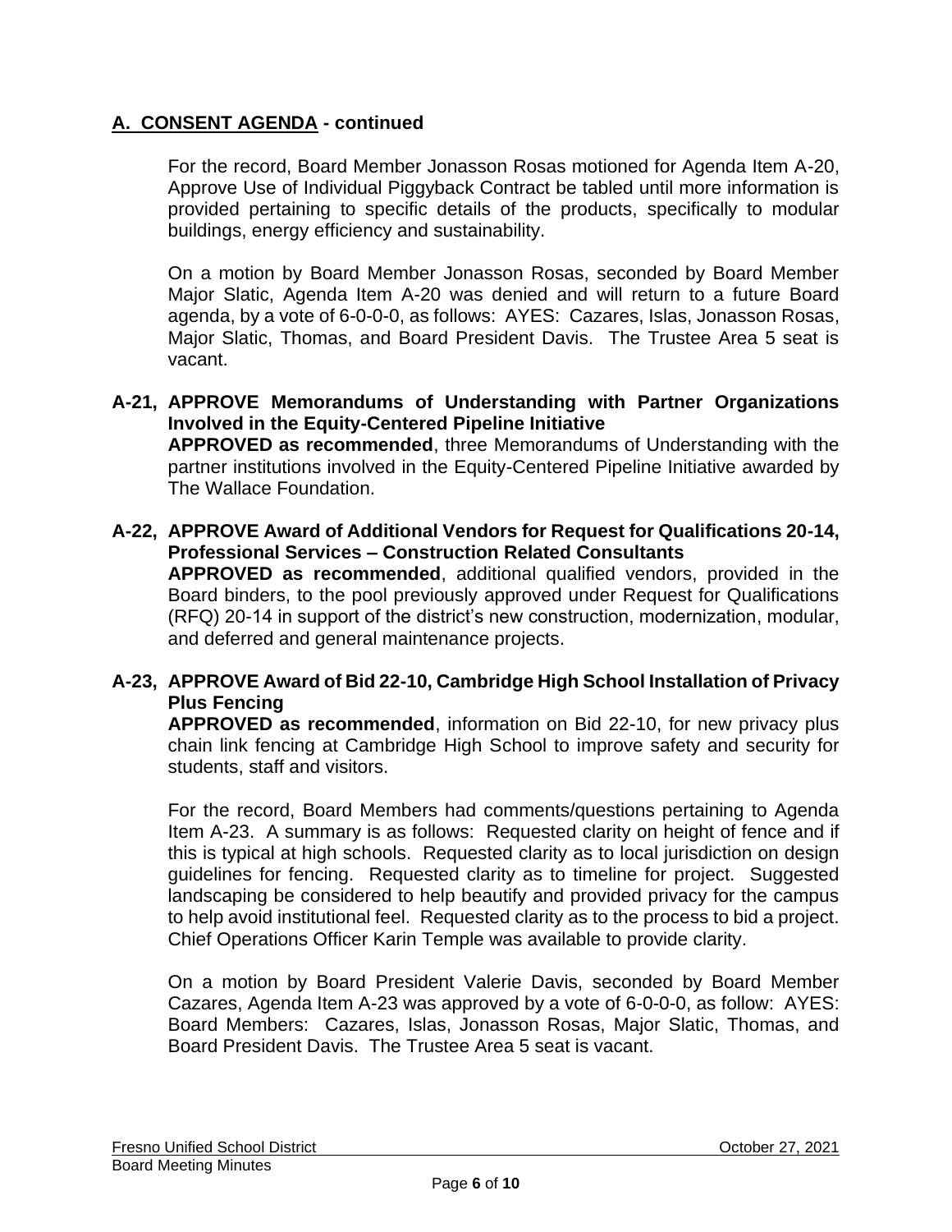## A. CONSENT AGENDA - continued

For the record, Board Member Jonasson Rosas motioned for Agenda Item A-20, Approve Use of Individual Piggyback Contract be tabled until more information is provided pertaining to specific details of the products, specifically to modular buildings, energy efficiency and sustainability.

On a motion by Board Member Jonasson Rosas, seconded by Board Member Major Slatic, Agenda Item A-20 was denied and will return to a future Board agenda, by a vote of 6-0-0-0, as follows: AYES: Cazares, Islas, Jonasson Rosas, Major Slatic, Thomas, and Board President Davis. The Trustee Area 5 seat is vacant.

**A-21, APPROVE Memorandums of Understanding with Partner Organizations Involved in the Equity-Centered Pipeline Initiative**
**APPROVED as recommended**, three Memorandums of Understanding with the partner institutions involved in the Equity-Centered Pipeline Initiative awarded by The Wallace Foundation.

**A-22, APPROVE Award of Additional Vendors for Request for Qualifications 20-14, Professional Services – Construction Related Consultants**
**APPROVED as recommended**, additional qualified vendors, provided in the Board binders, to the pool previously approved under Request for Qualifications (RFQ) 20-14 in support of the district's new construction, modernization, modular, and deferred and general maintenance projects.

**A-23, APPROVE Award of Bid 22-10, Cambridge High School Installation of Privacy Plus Fencing**
**APPROVED as recommended**, information on Bid 22-10, for new privacy plus chain link fencing at Cambridge High School to improve safety and security for students, staff and visitors.

For the record, Board Members had comments/questions pertaining to Agenda Item A-23. A summary is as follows: Requested clarity on height of fence and if this is typical at high schools. Requested clarity as to local jurisdiction on design guidelines for fencing. Requested clarity as to timeline for project. Suggested landscaping be considered to help beautify and provided privacy for the campus to help avoid institutional feel. Requested clarity as to the process to bid a project. Chief Operations Officer Karin Temple was available to provide clarity.

On a motion by Board President Valerie Davis, seconded by Board Member Cazares, Agenda Item A-23 was approved by a vote of 6-0-0-0, as follow: AYES: Board Members: Cazares, Islas, Jonasson Rosas, Major Slatic, Thomas, and Board President Davis. The Trustee Area 5 seat is vacant.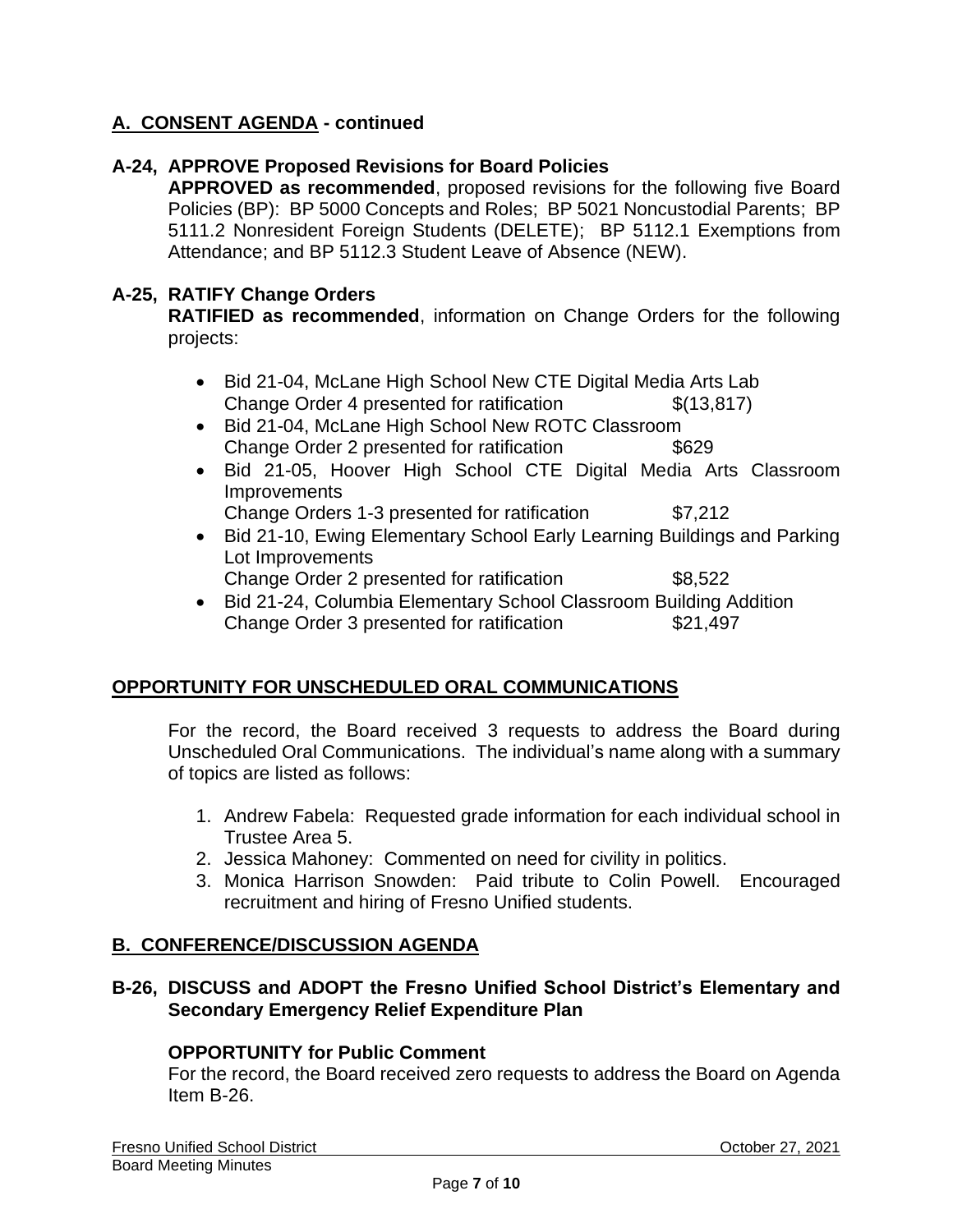## A. CONSENT AGENDA - continued

**A-24, APPROVE Proposed Revisions for Board Policies**

**APPROVED as recommended**, proposed revisions for the following five Board Policies (BP): BP 5000 Concepts and Roles; BP 5021 Noncustodial Parents; BP 5111.2 Nonresident Foreign Students (DELETE); BP 5112.1 Exemptions from Attendance; and BP 5112.3 Student Leave of Absence (NEW).

**A-25, RATIFY Change Orders**

**RATIFIED as recommended**, information on Change Orders for the following projects:

- Bid 21-04, McLane High School New CTE Digital Media Arts Lab
  Change Order 4 presented for ratification $(13,817)
- Bid 21-04, McLane High School New ROTC Classroom
  Change Order 2 presented for ratification $629
- Bid 21-05, Hoover High School CTE Digital Media Arts Classroom Improvements
  Change Orders 1-3 presented for ratification $7,212
- Bid 21-10, Ewing Elementary School Early Learning Buildings and Parking Lot Improvements
  Change Order 2 presented for ratification $8,522
- Bid 21-24, Columbia Elementary School Classroom Building Addition
  Change Order 3 presented for ratification $21,497

## OPPORTUNITY FOR UNSCHEDULED ORAL COMMUNICATIONS

For the record, the Board received 3 requests to address the Board during Unscheduled Oral Communications. The individual's name along with a summary of topics are listed as follows:

1. Andrew Fabela: Requested grade information for each individual school in Trustee Area 5.
2. Jessica Mahoney: Commented on need for civility in politics.
3. Monica Harrison Snowden: Paid tribute to Colin Powell. Encouraged recruitment and hiring of Fresno Unified students.

## B. CONFERENCE/DISCUSSION AGENDA

**B-26, DISCUSS and ADOPT the Fresno Unified School District's Elementary and Secondary Emergency Relief Expenditure Plan**

**OPPORTUNITY for Public Comment**

For the record, the Board received zero requests to address the Board on Agenda Item B-26.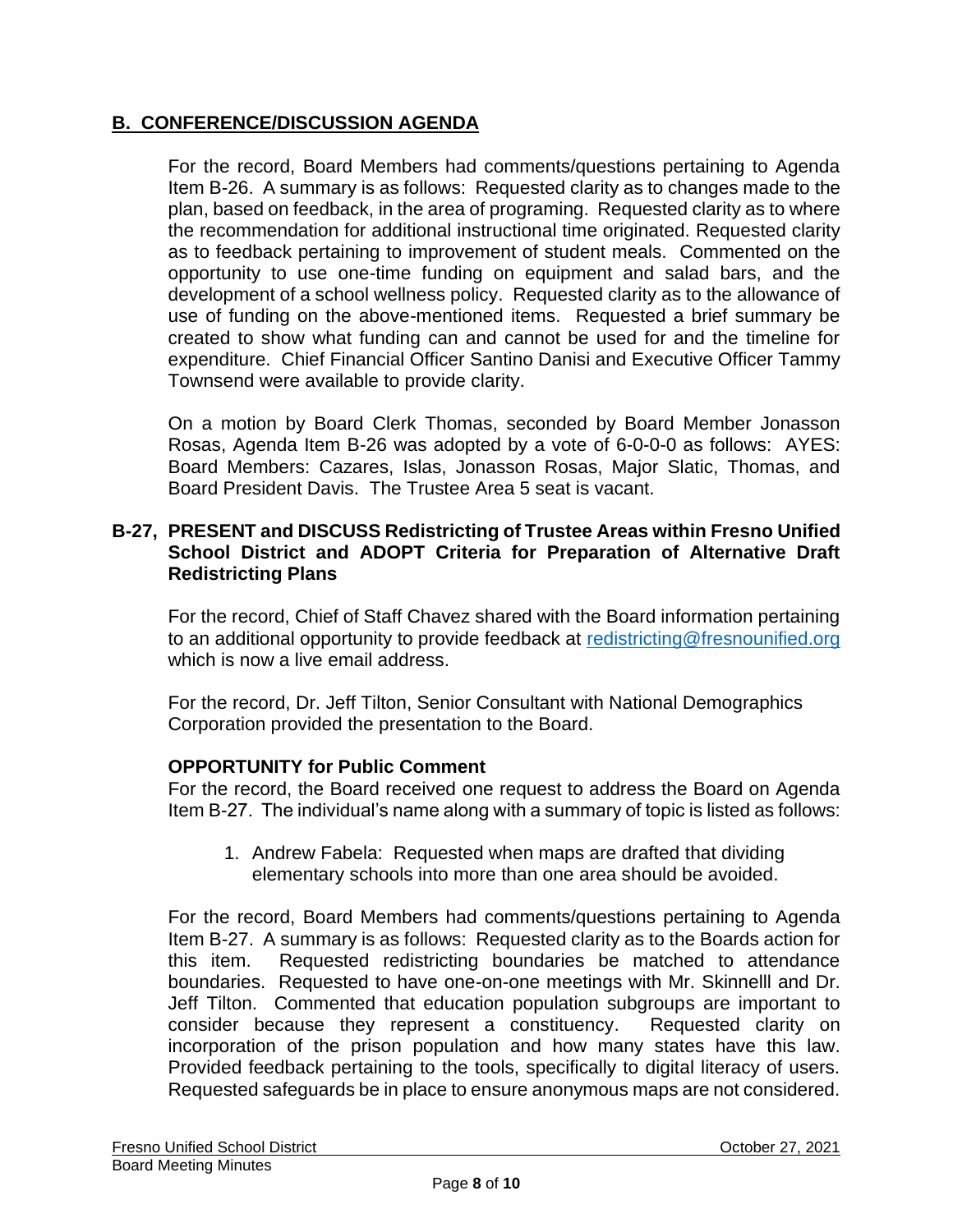## B. CONFERENCE/DISCUSSION AGENDA

For the record, Board Members had comments/questions pertaining to Agenda Item B-26. A summary is as follows: Requested clarity as to changes made to the plan, based on feedback, in the area of programing. Requested clarity as to where the recommendation for additional instructional time originated. Requested clarity as to feedback pertaining to improvement of student meals. Commented on the opportunity to use one-time funding on equipment and salad bars, and the development of a school wellness policy. Requested clarity as to the allowance of use of funding on the above-mentioned items. Requested a brief summary be created to show what funding can and cannot be used for and the timeline for expenditure. Chief Financial Officer Santino Danisi and Executive Officer Tammy Townsend were available to provide clarity.

On a motion by Board Clerk Thomas, seconded by Board Member Jonasson Rosas, Agenda Item B-26 was adopted by a vote of 6-0-0-0 as follows: AYES: Board Members: Cazares, Islas, Jonasson Rosas, Major Slatic, Thomas, and Board President Davis. The Trustee Area 5 seat is vacant.

### B-27, PRESENT and DISCUSS Redistricting of Trustee Areas within Fresno Unified School District and ADOPT Criteria for Preparation of Alternative Draft Redistricting Plans

For the record, Chief of Staff Chavez shared with the Board information pertaining to an additional opportunity to provide feedback at [redistricting@fresnounified.org](mailto:redistricting@fresnounified.org) which is now a live email address.

For the record, Dr. Jeff Tilton, Senior Consultant with National Demographics Corporation provided the presentation to the Board.

**OPPORTUNITY for Public Comment**

For the record, the Board received one request to address the Board on Agenda Item B-27. The individual's name along with a summary of topic is listed as follows:

1. Andrew Fabela: Requested when maps are drafted that dividing elementary schools into more than one area should be avoided.

For the record, Board Members had comments/questions pertaining to Agenda Item B-27. A summary is as follows: Requested clarity as to the Boards action for this item. Requested redistricting boundaries be matched to attendance boundaries. Requested to have one-on-one meetings with Mr. Skinnelll and Dr. Jeff Tilton. Commented that education population subgroups are important to consider because they represent a constituency. Requested clarity on incorporation of the prison population and how many states have this law. Provided feedback pertaining to the tools, specifically to digital literacy of users. Requested safeguards be in place to ensure anonymous maps are not considered.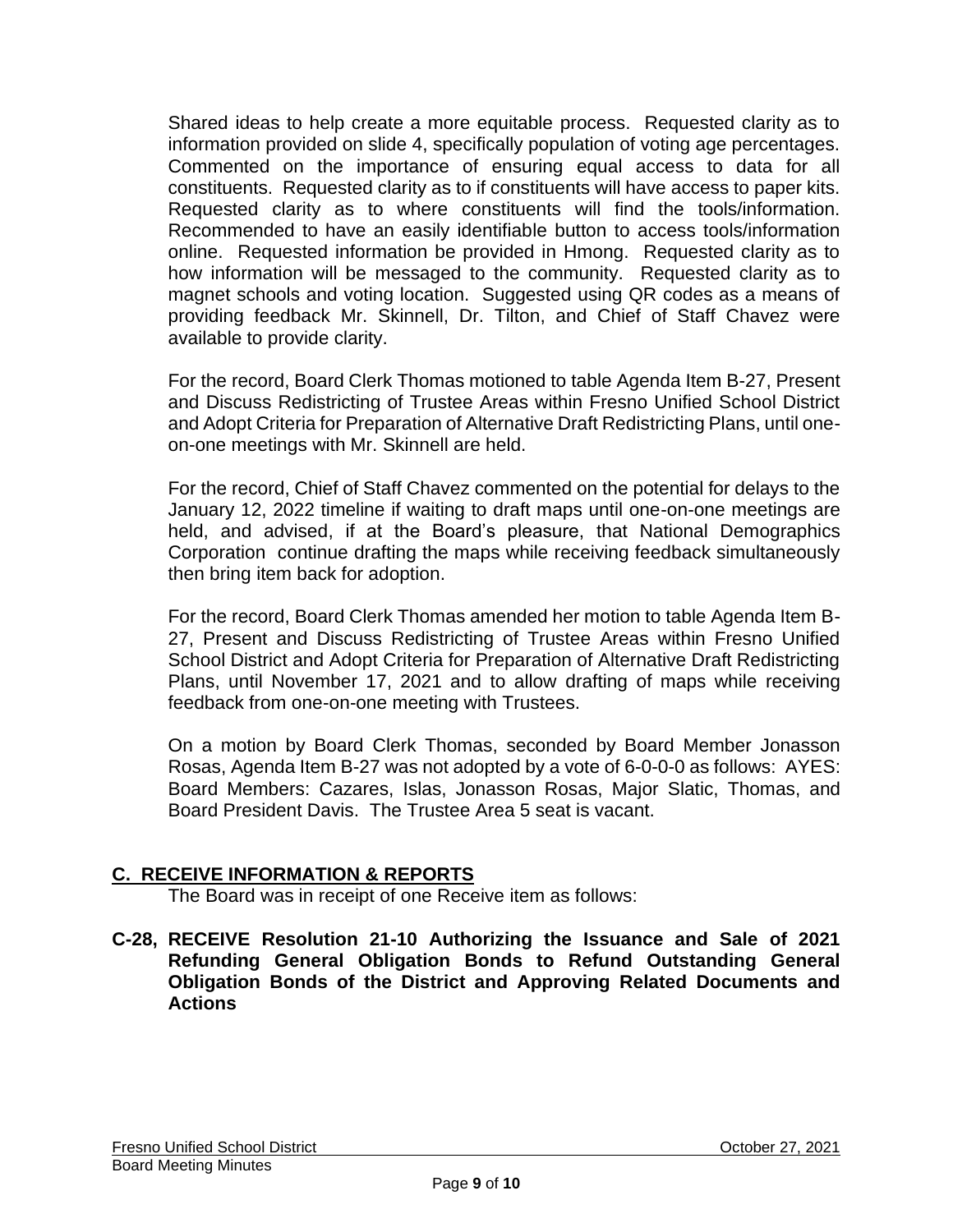Shared ideas to help create a more equitable process. Requested clarity as to information provided on slide 4, specifically population of voting age percentages. Commented on the importance of ensuring equal access to data for all constituents. Requested clarity as to if constituents will have access to paper kits. Requested clarity as to where constituents will find the tools/information. Recommended to have an easily identifiable button to access tools/information online. Requested information be provided in Hmong. Requested clarity as to how information will be messaged to the community. Requested clarity as to magnet schools and voting location. Suggested using QR codes as a means of providing feedback Mr. Skinnell, Dr. Tilton, and Chief of Staff Chavez were available to provide clarity.

For the record, Board Clerk Thomas motioned to table Agenda Item B-27, Present and Discuss Redistricting of Trustee Areas within Fresno Unified School District and Adopt Criteria for Preparation of Alternative Draft Redistricting Plans, until one-on-one meetings with Mr. Skinnell are held.

For the record, Chief of Staff Chavez commented on the potential for delays to the January 12, 2022 timeline if waiting to draft maps until one-on-one meetings are held, and advised, if at the Board's pleasure, that National Demographics Corporation continue drafting the maps while receiving feedback simultaneously then bring item back for adoption.

For the record, Board Clerk Thomas amended her motion to table Agenda Item B-27, Present and Discuss Redistricting of Trustee Areas within Fresno Unified School District and Adopt Criteria for Preparation of Alternative Draft Redistricting Plans, until November 17, 2021 and to allow drafting of maps while receiving feedback from one-on-one meeting with Trustees.

On a motion by Board Clerk Thomas, seconded by Board Member Jonasson Rosas, Agenda Item B-27 was not adopted by a vote of 6-0-0-0 as follows: AYES: Board Members: Cazares, Islas, Jonasson Rosas, Major Slatic, Thomas, and Board President Davis. The Trustee Area 5 seat is vacant.

## C. RECEIVE INFORMATION & REPORTS

The Board was in receipt of one Receive item as follows:

**C-28, RECEIVE Resolution 21-10 Authorizing the Issuance and Sale of 2021 Refunding General Obligation Bonds to Refund Outstanding General Obligation Bonds of the District and Approving Related Documents and Actions**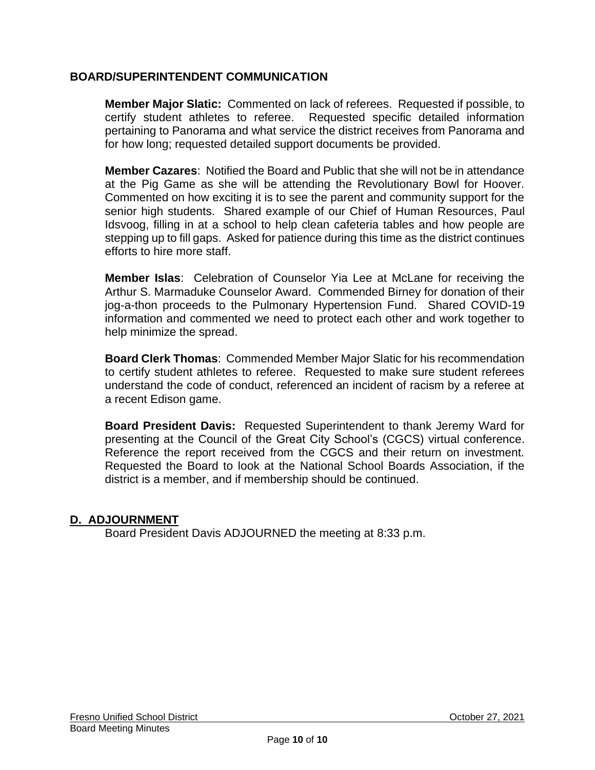## BOARD/SUPERINTENDENT COMMUNICATION

**Member Major Slatic:** Commented on lack of referees. Requested if possible, to certify student athletes to referee. Requested specific detailed information pertaining to Panorama and what service the district receives from Panorama and for how long; requested detailed support documents be provided.

**Member Cazares**: Notified the Board and Public that she will not be in attendance at the Pig Game as she will be attending the Revolutionary Bowl for Hoover. Commented on how exciting it is to see the parent and community support for the senior high students. Shared example of our Chief of Human Resources, Paul Idsvoog, filling in at a school to help clean cafeteria tables and how people are stepping up to fill gaps. Asked for patience during this time as the district continues efforts to hire more staff.

**Member Islas**: Celebration of Counselor Yia Lee at McLane for receiving the Arthur S. Marmaduke Counselor Award. Commended Birney for donation of their jog-a-thon proceeds to the Pulmonary Hypertension Fund. Shared COVID-19 information and commented we need to protect each other and work together to help minimize the spread.

**Board Clerk Thomas**: Commended Member Major Slatic for his recommendation to certify student athletes to referee. Requested to make sure student referees understand the code of conduct, referenced an incident of racism by a referee at a recent Edison game.

**Board President Davis:** Requested Superintendent to thank Jeremy Ward for presenting at the Council of the Great City School's (CGCS) virtual conference. Reference the report received from the CGCS and their return on investment. Requested the Board to look at the National School Boards Association, if the district is a member, and if membership should be continued.

## D. ADJOURNMENT

Board President Davis ADJOURNED the meeting at 8:33 p.m.